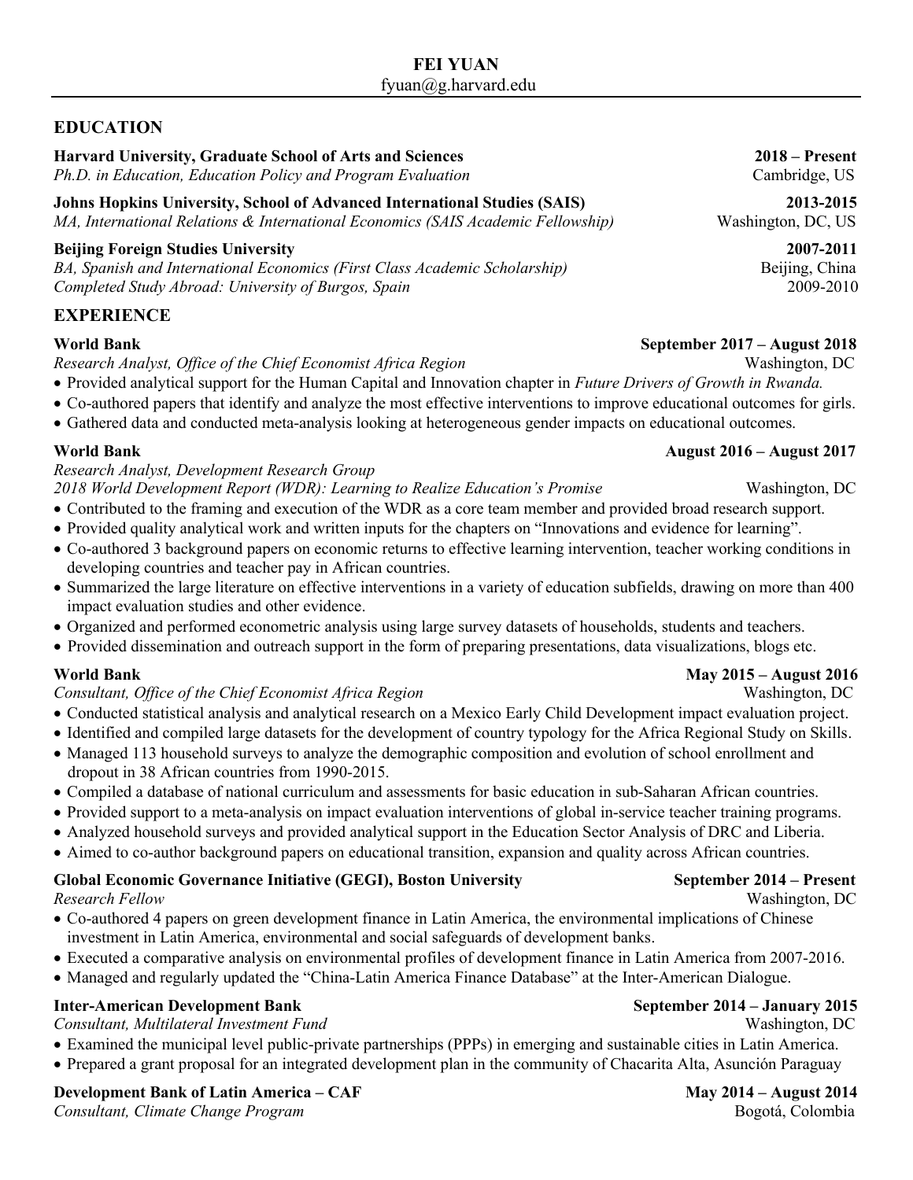# FEI YUAN

fyuan@g.harvard.edu

## EDUCATION

**Harvard University, Graduate School of Arts and Sciences** **2018 – Present**
*Ph.D. in Education, Education Policy and Program Evaluation* Cambridge, US

**Johns Hopkins University, School of Advanced International Studies (SAIS)** **2013-2015**
*MA, International Relations & International Economics (SAIS Academic Fellowship)* Washington, DC, US

**Beijing Foreign Studies University** **2007-2011**
*BA, Spanish and International Economics (First Class Academic Scholarship)* Beijing, China
*Completed Study Abroad: University of Burgos, Spain* 2009-2010

## EXPERIENCE

**World Bank** **September 2017 – August 2018**
*Research Analyst, Office of the Chief Economist Africa Region* Washington, DC

- Provided analytical support for the Human Capital and Innovation chapter in *Future Drivers of Growth in Rwanda.*
- Co-authored papers that identify and analyze the most effective interventions to improve educational outcomes for girls.
- Gathered data and conducted meta-analysis looking at heterogeneous gender impacts on educational outcomes.

**World Bank** **August 2016 – August 2017**
*Research Analyst, Development Research Group*
*2018 World Development Report (WDR): Learning to Realize Education's Promise* Washington, DC

- Contributed to the framing and execution of the WDR as a core team member and provided broad research support.
- Provided quality analytical work and written inputs for the chapters on "Innovations and evidence for learning".
- Co-authored 3 background papers on economic returns to effective learning intervention, teacher working conditions in developing countries and teacher pay in African countries.
- Summarized the large literature on effective interventions in a variety of education subfields, drawing on more than 400 impact evaluation studies and other evidence.
- Organized and performed econometric analysis using large survey datasets of households, students and teachers.
- Provided dissemination and outreach support in the form of preparing presentations, data visualizations, blogs etc.

**World Bank** **May 2015 – August 2016**
*Consultant, Office of the Chief Economist Africa Region* Washington, DC

- Conducted statistical analysis and analytical research on a Mexico Early Child Development impact evaluation project.
- Identified and compiled large datasets for the development of country typology for the Africa Regional Study on Skills.
- Managed 113 household surveys to analyze the demographic composition and evolution of school enrollment and dropout in 38 African countries from 1990-2015.
- Compiled a database of national curriculum and assessments for basic education in sub-Saharan African countries.
- Provided support to a meta-analysis on impact evaluation interventions of global in-service teacher training programs.
- Analyzed household surveys and provided analytical support in the Education Sector Analysis of DRC and Liberia.
- Aimed to co-author background papers on educational transition, expansion and quality across African countries.

**Global Economic Governance Initiative (GEGI), Boston University** **September 2014 – Present**
*Research Fellow* Washington, DC

- Co-authored 4 papers on green development finance in Latin America, the environmental implications of Chinese investment in Latin America, environmental and social safeguards of development banks.
- Executed a comparative analysis on environmental profiles of development finance in Latin America from 2007-2016.
- Managed and regularly updated the "China-Latin America Finance Database" at the Inter-American Dialogue.

**Inter-American Development Bank** **September 2014 – January 2015**
*Consultant, Multilateral Investment Fund* Washington, DC

- Examined the municipal level public-private partnerships (PPPs) in emerging and sustainable cities in Latin America.
- Prepared a grant proposal for an integrated development plan in the community of Chacarita Alta, Asunción Paraguay

**Development Bank of Latin America – CAF** **May 2014 – August 2014**
*Consultant, Climate Change Program* Bogotá, Colombia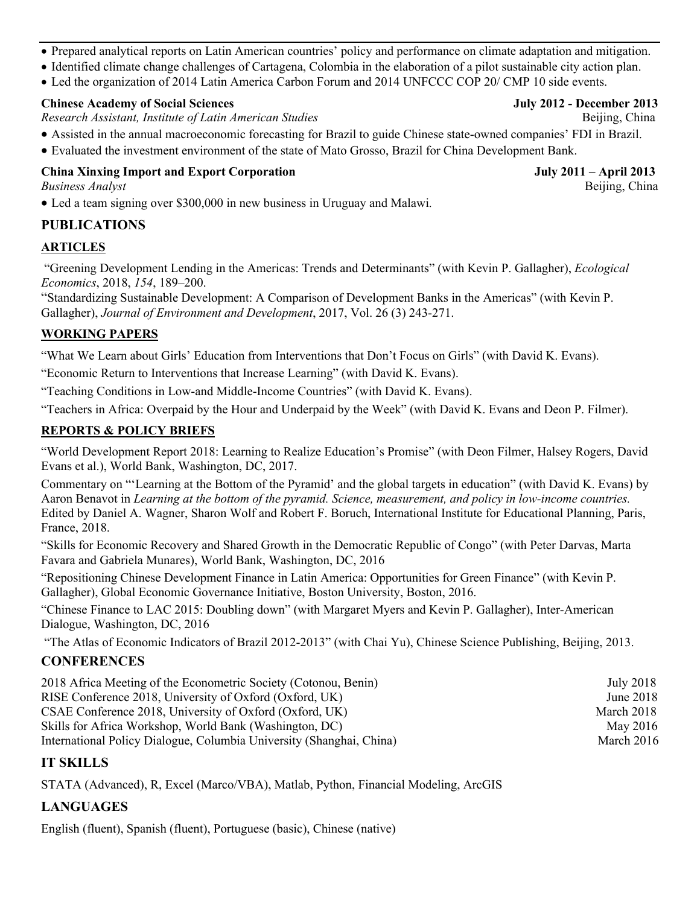- Prepared analytical reports on Latin American countries' policy and performance on climate adaptation and mitigation.
- Identified climate change challenges of Cartagena, Colombia in the elaboration of a pilot sustainable city action plan.
- Led the organization of 2014 Latin America Carbon Forum and 2014 UNFCCC COP 20/ CMP 10 side events.

**Chinese Academy of Social Sciences** — **July 2012 - December 2013**
*Research Assistant, Institute of Latin American Studies* — Beijing, China

- Assisted in the annual macroeconomic forecasting for Brazil to guide Chinese state-owned companies' FDI in Brazil.
- Evaluated the investment environment of the state of Mato Grosso, Brazil for China Development Bank.

**China Xinxing Import and Export Corporation** — **July 2011 – April 2013**
*Business Analyst* — Beijing, China

- Led a team signing over $300,000 in new business in Uruguay and Malawi.

## PUBLICATIONS

### ARTICLES

"Greening Development Lending in the Americas: Trends and Determinants" (with Kevin P. Gallagher), *Ecological Economics*, 2018, *154*, 189–200.

"Standardizing Sustainable Development: A Comparison of Development Banks in the Americas" (with Kevin P. Gallagher), *Journal of Environment and Development*, 2017, Vol. 26 (3) 243-271.

### WORKING PAPERS

"What We Learn about Girls' Education from Interventions that Don't Focus on Girls" (with David K. Evans).

"Economic Return to Interventions that Increase Learning" (with David K. Evans).

"Teaching Conditions in Low-and Middle-Income Countries" (with David K. Evans).

"Teachers in Africa: Overpaid by the Hour and Underpaid by the Week" (with David K. Evans and Deon P. Filmer).

### REPORTS & POLICY BRIEFS

"World Development Report 2018: Learning to Realize Education's Promise" (with Deon Filmer, Halsey Rogers, David Evans et al.), World Bank, Washington, DC, 2017.

Commentary on "'Learning at the Bottom of the Pyramid' and the global targets in education" (with David K. Evans) by Aaron Benavot in *Learning at the bottom of the pyramid. Science, measurement, and policy in low-income countries.* Edited by Daniel A. Wagner, Sharon Wolf and Robert F. Boruch, International Institute for Educational Planning, Paris, France, 2018.

"Skills for Economic Recovery and Shared Growth in the Democratic Republic of Congo" (with Peter Darvas, Marta Favara and Gabriela Munares), World Bank, Washington, DC, 2016

"Repositioning Chinese Development Finance in Latin America: Opportunities for Green Finance" (with Kevin P. Gallagher), Global Economic Governance Initiative, Boston University, Boston, 2016.

"Chinese Finance to LAC 2015: Doubling down" (with Margaret Myers and Kevin P. Gallagher), Inter-American Dialogue, Washington, DC, 2016

"The Atlas of Economic Indicators of Brazil 2012-2013" (with Chai Yu), Chinese Science Publishing, Beijing, 2013.

## CONFERENCES

| | |
|---|---|
| 2018 Africa Meeting of the Econometric Society (Cotonou, Benin) | July 2018 |
| RISE Conference 2018, University of Oxford (Oxford, UK) | June 2018 |
| CSAE Conference 2018, University of Oxford (Oxford, UK) | March 2018 |
| Skills for Africa Workshop, World Bank (Washington, DC) | May 2016 |
| International Policy Dialogue, Columbia University (Shanghai, China) | March 2016 |

## IT SKILLS

STATA (Advanced), R, Excel (Marco/VBA), Matlab, Python, Financial Modeling, ArcGIS

## LANGUAGES

English (fluent), Spanish (fluent), Portuguese (basic), Chinese (native)